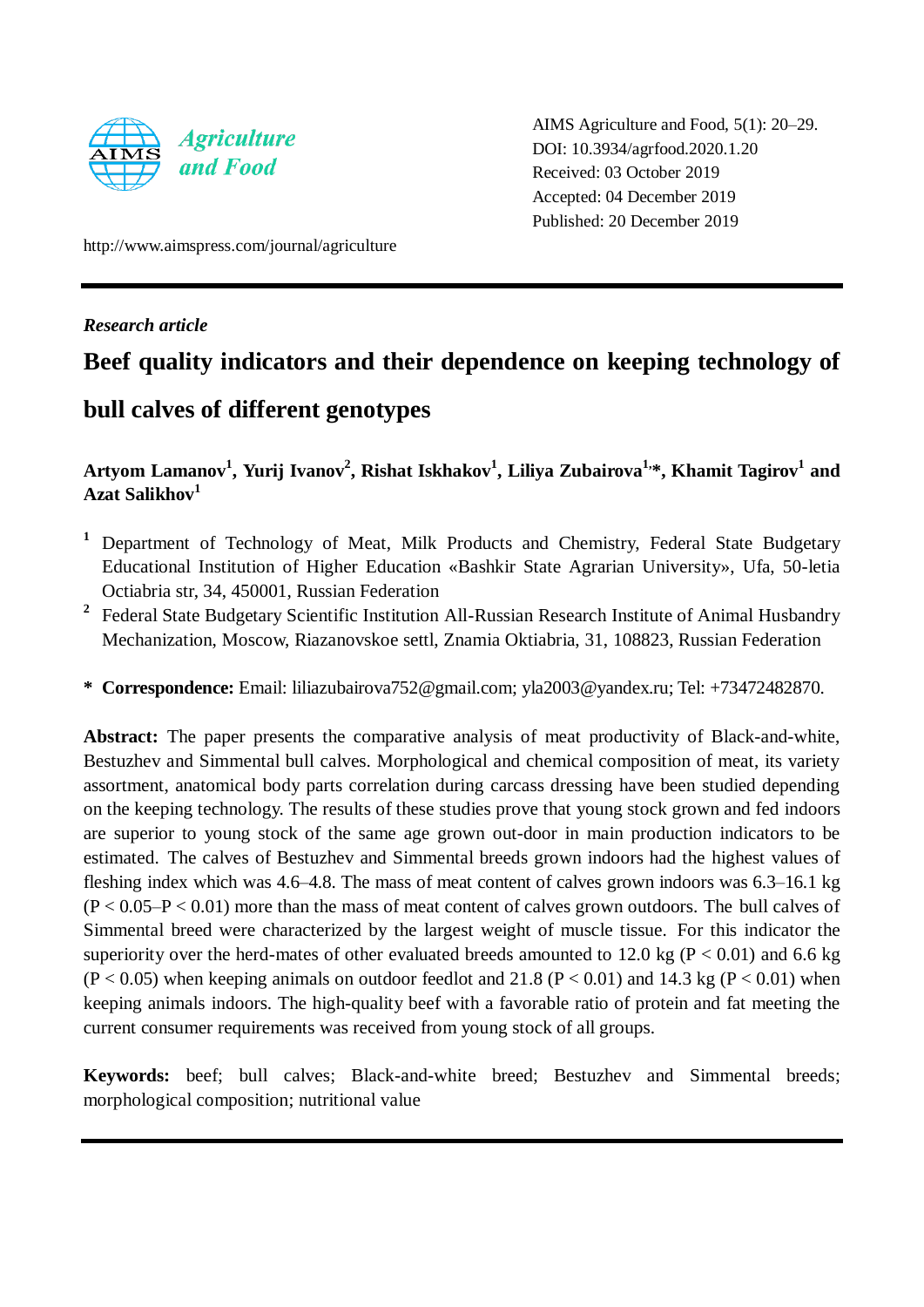AIMS Agriculture and Food, 5(1): 20–29.
DOI: 10.3934/agrfood.2020.1.20
Received: 03 October 2019
Accepted: 04 December 2019
Published: 20 December 2019

http://www.aimspress.com/journal/agriculture

*Research article*

# Beef quality indicators and their dependence on keeping technology of bull calves of different genotypes

**Artyom Lamanov[1], Yurij Ivanov[2], Rishat Iskhakov[1], Liliya Zubairova[1,]*, Khamit Tagirov[1] and Azat Salikhov[1]**

[1] Department of Technology of Meat, Milk Products and Chemistry, Federal State Budgetary Educational Institution of Higher Education «Bashkir State Agrarian University», Ufa, 50-letia Octiabria str, 34, 450001, Russian Federation

[2] Federal State Budgetary Scientific Institution All-Russian Research Institute of Animal Husbandry Mechanization, Moscow, Riazanovskoe settl, Znamia Oktiabria, 31, 108823, Russian Federation

* **Correspondence:** Email: liliazubairova752@gmail.com; yla2003@yandex.ru; Tel: +73472482870.

**Abstract:** The paper presents the comparative analysis of meat productivity of Black-and-white, Bestuzhev and Simmental bull calves. Morphological and chemical composition of meat, its variety assortment, anatomical body parts correlation during carcass dressing have been studied depending on the keeping technology. The results of these studies prove that young stock grown and fed indoors are superior to young stock of the same age grown out-door in main production indicators to be estimated. The calves of Bestuzhev and Simmental breeds grown indoors had the highest values of fleshing index which was 4.6–4.8. The mass of meat content of calves grown indoors was 6.3–16.1 kg ($P < 0.05$–$P < 0.01$) more than the mass of meat content of calves grown outdoors. The bull calves of Simmental breed were characterized by the largest weight of muscle tissue. For this indicator the superiority over the herd-mates of other evaluated breeds amounted to 12.0 kg ($P < 0.01$) and 6.6 kg ($P < 0.05$) when keeping animals on outdoor feedlot and 21.8 ($P < 0.01$) and 14.3 kg ($P < 0.01$) when keeping animals indoors. The high-quality beef with a favorable ratio of protein and fat meeting the current consumer requirements was received from young stock of all groups.

**Keywords:** beef; bull calves; Black-and-white breed; Bestuzhev and Simmental breeds; morphological composition; nutritional value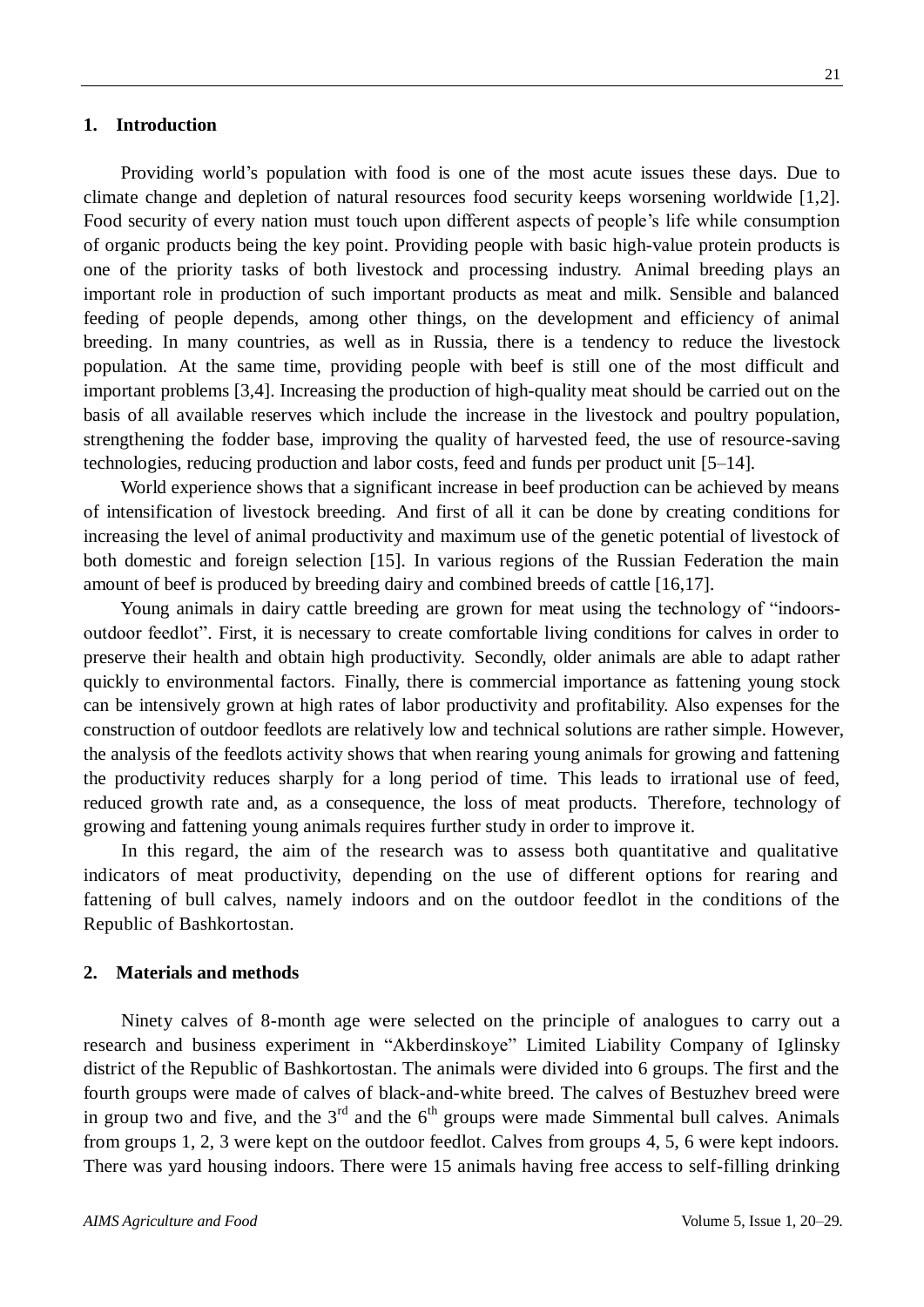## 1. Introduction

Providing world's population with food is one of the most acute issues these days. Due to climate change and depletion of natural resources food security keeps worsening worldwide [1,2]. Food security of every nation must touch upon different aspects of people's life while consumption of organic products being the key point. Providing people with basic high-value protein products is one of the priority tasks of both livestock and processing industry. Animal breeding plays an important role in production of such important products as meat and milk. Sensible and balanced feeding of people depends, among other things, on the development and efficiency of animal breeding. In many countries, as well as in Russia, there is a tendency to reduce the livestock population. At the same time, providing people with beef is still one of the most difficult and important problems [3,4]. Increasing the production of high-quality meat should be carried out on the basis of all available reserves which include the increase in the livestock and poultry population, strengthening the fodder base, improving the quality of harvested feed, the use of resource-saving technologies, reducing production and labor costs, feed and funds per product unit [5–14].

World experience shows that a significant increase in beef production can be achieved by means of intensification of livestock breeding. And first of all it can be done by creating conditions for increasing the level of animal productivity and maximum use of the genetic potential of livestock of both domestic and foreign selection [15]. In various regions of the Russian Federation the main amount of beef is produced by breeding dairy and combined breeds of cattle [16,17].

Young animals in dairy cattle breeding are grown for meat using the technology of "indoors-outdoor feedlot". First, it is necessary to create comfortable living conditions for calves in order to preserve their health and obtain high productivity. Secondly, older animals are able to adapt rather quickly to environmental factors. Finally, there is commercial importance as fattening young stock can be intensively grown at high rates of labor productivity and profitability. Also expenses for the construction of outdoor feedlots are relatively low and technical solutions are rather simple. However, the analysis of the feedlots activity shows that when rearing young animals for growing and fattening the productivity reduces sharply for a long period of time. This leads to irrational use of feed, reduced growth rate and, as a consequence, the loss of meat products. Therefore, technology of growing and fattening young animals requires further study in order to improve it.

In this regard, the aim of the research was to assess both quantitative and qualitative indicators of meat productivity, depending on the use of different options for rearing and fattening of bull calves, namely indoors and on the outdoor feedlot in the conditions of the Republic of Bashkortostan.

## 2. Materials and methods

Ninety calves of 8-month age were selected on the principle of analogues to carry out a research and business experiment in "Akberdinskoye" Limited Liability Company of Iglinsky district of the Republic of Bashkortostan. The animals were divided into 6 groups. The first and the fourth groups were made of calves of black-and-white breed. The calves of Bestuzhev breed were in group two and five, and the 3rd and the 6th groups were made Simmental bull calves. Animals from groups 1, 2, 3 were kept on the outdoor feedlot. Calves from groups 4, 5, 6 were kept indoors. There was yard housing indoors. There were 15 animals having free access to self-filling drinking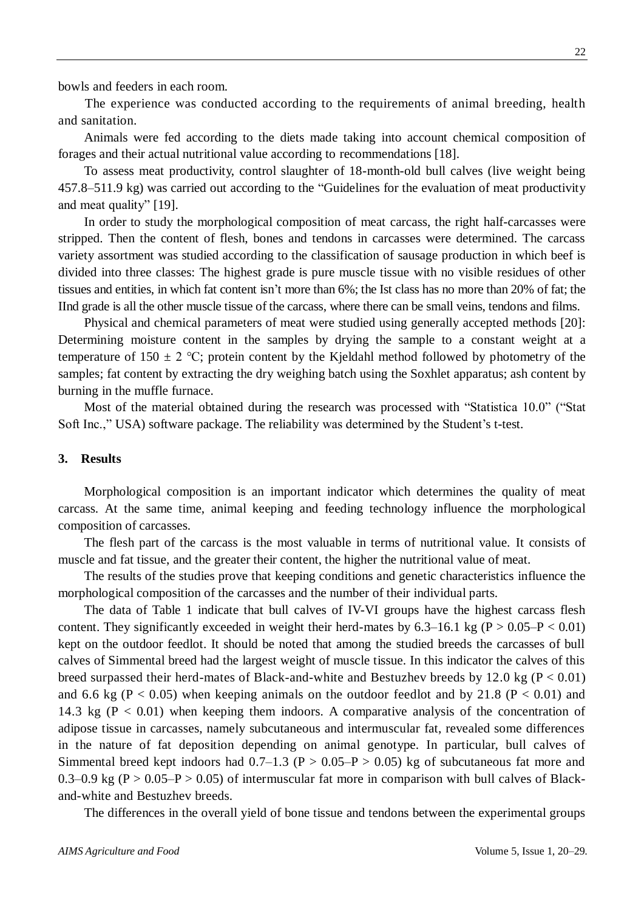bowls and feeders in each room.

The experience was conducted according to the requirements of animal breeding, health and sanitation.

Animals were fed according to the diets made taking into account chemical composition of forages and their actual nutritional value according to recommendations [18].

To assess meat productivity, control slaughter of 18-month-old bull calves (live weight being 457.8–511.9 kg) was carried out according to the "Guidelines for the evaluation of meat productivity and meat quality" [19].

In order to study the morphological composition of meat carcass, the right half-carcasses were stripped. Then the content of flesh, bones and tendons in carcasses were determined. The carcass variety assortment was studied according to the classification of sausage production in which beef is divided into three classes: The highest grade is pure muscle tissue with no visible residues of other tissues and entities, in which fat content isn't more than 6%; the Ist class has no more than 20% of fat; the IInd grade is all the other muscle tissue of the carcass, where there can be small veins, tendons and films.

Physical and chemical parameters of meat were studied using generally accepted methods [20]: Determining moisture content in the samples by drying the sample to a constant weight at a temperature of $150 \pm 2$ °C; protein content by the Kjeldahl method followed by photometry of the samples; fat content by extracting the dry weighing batch using the Soxhlet apparatus; ash content by burning in the muffle furnace.

Most of the material obtained during the research was processed with "Statistica 10.0" ("Stat Soft Inc.," USA) software package. The reliability was determined by the Student's t-test.

## 3. Results

Morphological composition is an important indicator which determines the quality of meat carcass. At the same time, animal keeping and feeding technology influence the morphological composition of carcasses.

The flesh part of the carcass is the most valuable in terms of nutritional value. It consists of muscle and fat tissue, and the greater their content, the higher the nutritional value of meat.

The results of the studies prove that keeping conditions and genetic characteristics influence the morphological composition of the carcasses and the number of their individual parts.

The data of Table 1 indicate that bull calves of IV-VI groups have the highest carcass flesh content. They significantly exceeded in weight their herd-mates by 6.3–16.1 kg ($P > 0.05$–$P < 0.01$) kept on the outdoor feedlot. It should be noted that among the studied breeds the carcasses of bull calves of Simmental breed had the largest weight of muscle tissue. In this indicator the calves of this breed surpassed their herd-mates of Black-and-white and Bestuzhev breeds by 12.0 kg ($P < 0.01$) and 6.6 kg ($P < 0.05$) when keeping animals on the outdoor feedlot and by 21.8 ($P < 0.01$) and 14.3 kg ($P < 0.01$) when keeping them indoors. A comparative analysis of the concentration of adipose tissue in carcasses, namely subcutaneous and intermuscular fat, revealed some differences in the nature of fat deposition depending on animal genotype. In particular, bull calves of Simmental breed kept indoors had 0.7–1.3 ($P > 0.05$–$P > 0.05$) kg of subcutaneous fat more and 0.3–0.9 kg ($P > 0.05$–$P > 0.05$) of intermuscular fat more in comparison with bull calves of Black-and-white and Bestuzhev breeds.

The differences in the overall yield of bone tissue and tendons between the experimental groups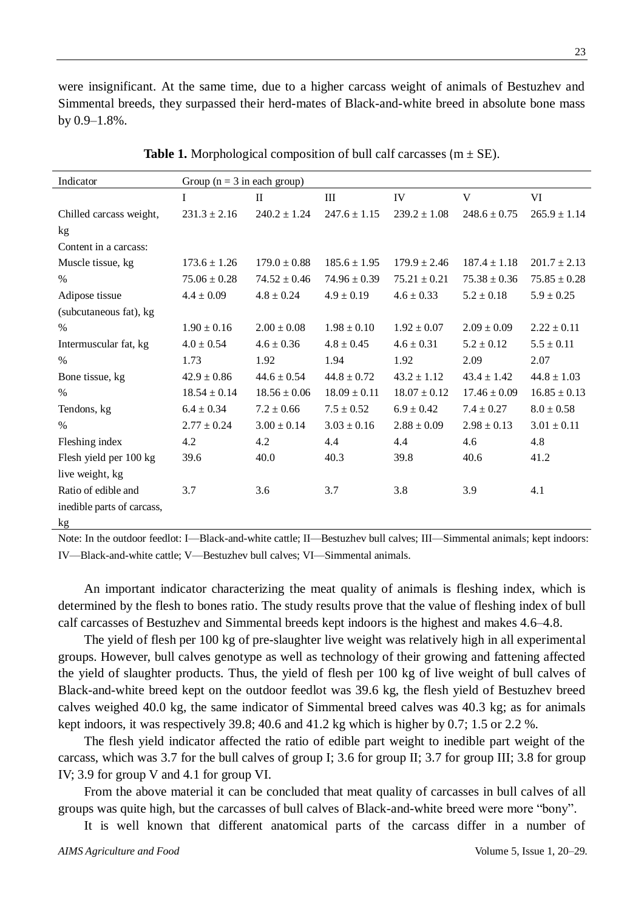were insignificant. At the same time, due to a higher carcass weight of animals of Bestuzhev and Simmental breeds, they surpassed their herd-mates of Black-and-white breed in absolute bone mass by 0.9–1.8%.

**Table 1.** Morphological composition of bull calf carcasses (m ± SE).

| Indicator | Group (n = 3 in each group) | | | | | |
|---|---|---|---|---|---|---|
| | I | II | III | IV | V | VI |
| Chilled carcass weight, kg | 231.3 ± 2.16 | 240.2 ± 1.24 | 247.6 ± 1.15 | 239.2 ± 1.08 | 248.6 ± 0.75 | 265.9 ± 1.14 |
| Content in a carcass: | | | | | | |
| Muscle tissue, kg | 173.6 ± 1.26 | 179.0 ± 0.88 | 185.6 ± 1.95 | 179.9 ± 2.46 | 187.4 ± 1.18 | 201.7 ± 2.13 |
| % | 75.06 ± 0.28 | 74.52 ± 0.46 | 74.96 ± 0.39 | 75.21 ± 0.21 | 75.38 ± 0.36 | 75.85 ± 0.28 |
| Adipose tissue (subcutaneous fat), kg | 4.4 ± 0.09 | 4.8 ± 0.24 | 4.9 ± 0.19 | 4.6 ± 0.33 | 5.2 ± 0.18 | 5.9 ± 0.25 |
| % | 1.90 ± 0.16 | 2.00 ± 0.08 | 1.98 ± 0.10 | 1.92 ± 0.07 | 2.09 ± 0.09 | 2.22 ± 0.11 |
| Intermuscular fat, kg | 4.0 ± 0.54 | 4.6 ± 0.36 | 4.8 ± 0.45 | 4.6 ± 0.31 | 5.2 ± 0.12 | 5.5 ± 0.11 |
| % | 1.73 | 1.92 | 1.94 | 1.92 | 2.09 | 2.07 |
| Bone tissue, kg | 42.9 ± 0.86 | 44.6 ± 0.54 | 44.8 ± 0.72 | 43.2 ± 1.12 | 43.4 ± 1.42 | 44.8 ± 1.03 |
| % | 18.54 ± 0.14 | 18.56 ± 0.06 | 18.09 ± 0.11 | 18.07 ± 0.12 | 17.46 ± 0.09 | 16.85 ± 0.13 |
| Tendons, kg | 6.4 ± 0.34 | 7.2 ± 0.66 | 7.5 ± 0.52 | 6.9 ± 0.42 | 7.4 ± 0.27 | 8.0 ± 0.58 |
| % | 2.77 ± 0.24 | 3.00 ± 0.14 | 3.03 ± 0.16 | 2.88 ± 0.09 | 2.98 ± 0.13 | 3.01 ± 0.11 |
| Fleshing index | 4.2 | 4.2 | 4.4 | 4.4 | 4.6 | 4.8 |
| Flesh yield per 100 kg live weight, kg | 39.6 | 40.0 | 40.3 | 39.8 | 40.6 | 41.2 |
| Ratio of edible and inedible parts of carcass, kg | 3.7 | 3.6 | 3.7 | 3.8 | 3.9 | 4.1 |

Note: In the outdoor feedlot: I—Black-and-white cattle; II—Bestuzhev bull calves; III—Simmental animals; kept indoors: IV—Black-and-white cattle; V—Bestuzhev bull calves; VI—Simmental animals.

An important indicator characterizing the meat quality of animals is fleshing index, which is determined by the flesh to bones ratio. The study results prove that the value of fleshing index of bull calf carcasses of Bestuzhev and Simmental breeds kept indoors is the highest and makes 4.6–4.8.

The yield of flesh per 100 kg of pre-slaughter live weight was relatively high in all experimental groups. However, bull calves genotype as well as technology of their growing and fattening affected the yield of slaughter products. Thus, the yield of flesh per 100 kg of live weight of bull calves of Black-and-white breed kept on the outdoor feedlot was 39.6 kg, the flesh yield of Bestuzhev breed calves weighed 40.0 kg, the same indicator of Simmental breed calves was 40.3 kg; as for animals kept indoors, it was respectively 39.8; 40.6 and 41.2 kg which is higher by 0.7; 1.5 or 2.2 %.

The flesh yield indicator affected the ratio of edible part weight to inedible part weight of the carcass, which was 3.7 for the bull calves of group I; 3.6 for group II; 3.7 for group III; 3.8 for group IV; 3.9 for group V and 4.1 for group VI.

From the above material it can be concluded that meat quality of carcasses in bull calves of all groups was quite high, but the carcasses of bull calves of Black-and-white breed were more "bony".

It is well known that different anatomical parts of the carcass differ in a number of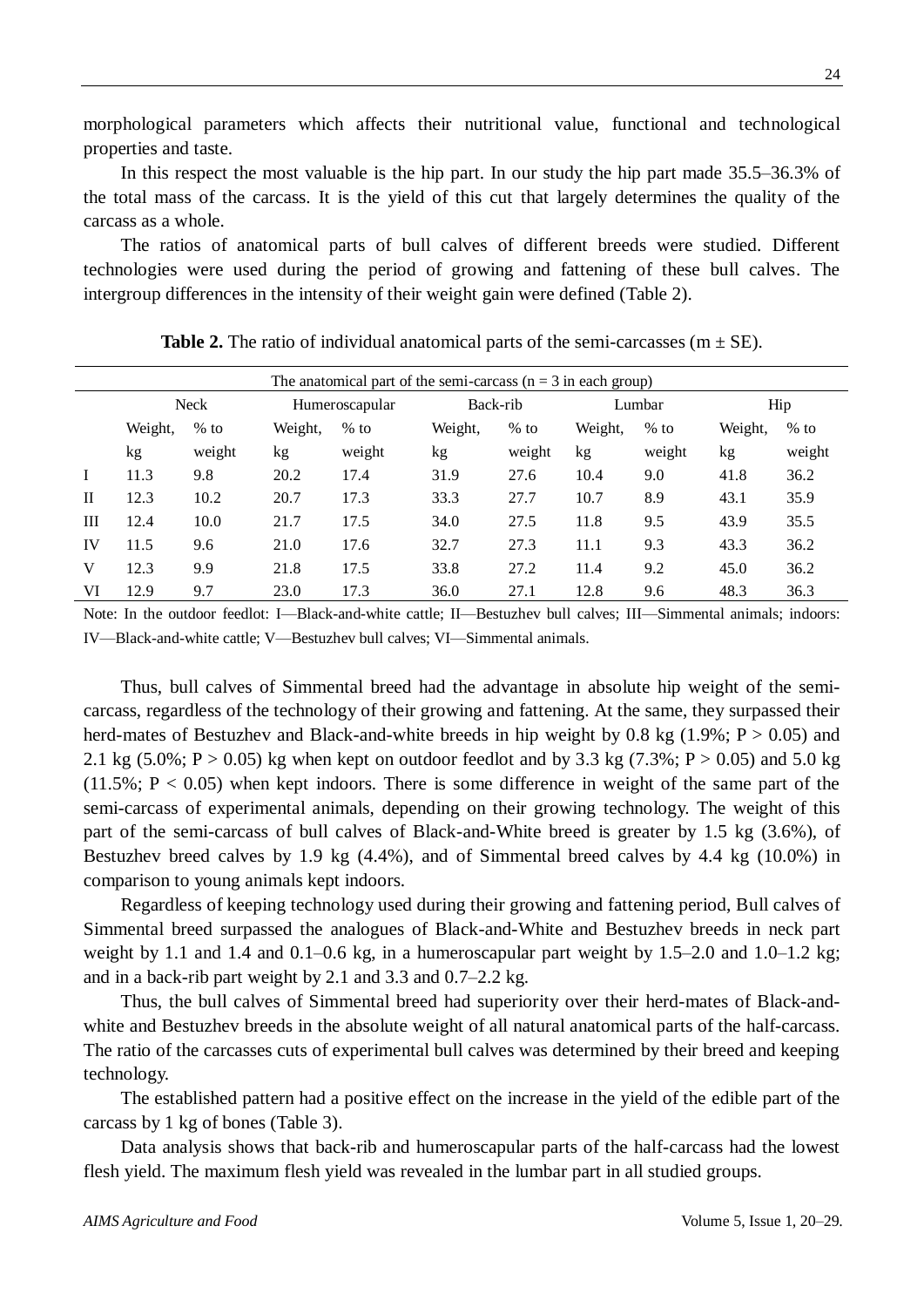morphological parameters which affects their nutritional value, functional and technological properties and taste.

In this respect the most valuable is the hip part. In our study the hip part made 35.5–36.3% of the total mass of the carcass. It is the yield of this cut that largely determines the quality of the carcass as a whole.

The ratios of anatomical parts of bull calves of different breeds were studied. Different technologies were used during the period of growing and fattening of these bull calves. The intergroup differences in the intensity of their weight gain were defined (Table 2).

**Table 2.** The ratio of individual anatomical parts of the semi-carcasses (m ± SE).

| | The anatomical part of the semi-carcass (n = 3 in each group) | | | | | | | | | |
|---|---|---|---|---|---|---|---|---|---|---|
| | Neck | | Humeroscapular | | Back-rib | | Lumbar | | Hip | |
| | Weight, kg | % to weight | Weight, kg | % to weight | Weight, kg | % to weight | Weight, kg | % to weight | Weight, kg | % to weight |
| I | 11.3 | 9.8 | 20.2 | 17.4 | 31.9 | 27.6 | 10.4 | 9.0 | 41.8 | 36.2 |
| II | 12.3 | 10.2 | 20.7 | 17.3 | 33.3 | 27.7 | 10.7 | 8.9 | 43.1 | 35.9 |
| III | 12.4 | 10.0 | 21.7 | 17.5 | 34.0 | 27.5 | 11.8 | 9.5 | 43.9 | 35.5 |
| IV | 11.5 | 9.6 | 21.0 | 17.6 | 32.7 | 27.3 | 11.1 | 9.3 | 43.3 | 36.2 |
| V | 12.3 | 9.9 | 21.8 | 17.5 | 33.8 | 27.2 | 11.4 | 9.2 | 45.0 | 36.2 |
| VI | 12.9 | 9.7 | 23.0 | 17.3 | 36.0 | 27.1 | 12.8 | 9.6 | 48.3 | 36.3 |

Note: In the outdoor feedlot: I—Black-and-white cattle; II—Bestuzhev bull calves; III—Simmental animals; indoors: IV—Black-and-white cattle; V—Bestuzhev bull calves; VI—Simmental animals.

Thus, bull calves of Simmental breed had the advantage in absolute hip weight of the semi-carcass, regardless of the technology of their growing and fattening. At the same, they surpassed their herd-mates of Bestuzhev and Black-and-white breeds in hip weight by 0.8 kg (1.9%; $P > 0.05$) and 2.1 kg (5.0%; $P > 0.05$) kg when kept on outdoor feedlot and by 3.3 kg (7.3%; $P > 0.05$) and 5.0 kg (11.5%; $P < 0.05$) when kept indoors. There is some difference in weight of the same part of the semi-carcass of experimental animals, depending on their growing technology. The weight of this part of the semi-carcass of bull calves of Black-and-White breed is greater by 1.5 kg (3.6%), of Bestuzhev breed calves by 1.9 kg (4.4%), and of Simmental breed calves by 4.4 kg (10.0%) in comparison to young animals kept indoors.

Regardless of keeping technology used during their growing and fattening period, Bull calves of Simmental breed surpassed the analogues of Black-and-White and Bestuzhev breeds in neck part weight by 1.1 and 1.4 and 0.1–0.6 kg, in a humeroscapular part weight by 1.5–2.0 and 1.0–1.2 kg; and in a back-rib part weight by 2.1 and 3.3 and 0.7–2.2 kg.

Thus, the bull calves of Simmental breed had superiority over their herd-mates of Black-and-white and Bestuzhev breeds in the absolute weight of all natural anatomical parts of the half-carcass. The ratio of the carcasses cuts of experimental bull calves was determined by their breed and keeping technology.

The established pattern had a positive effect on the increase in the yield of the edible part of the carcass by 1 kg of bones (Table 3).

Data analysis shows that back-rib and humeroscapular parts of the half-carcass had the lowest flesh yield. The maximum flesh yield was revealed in the lumbar part in all studied groups.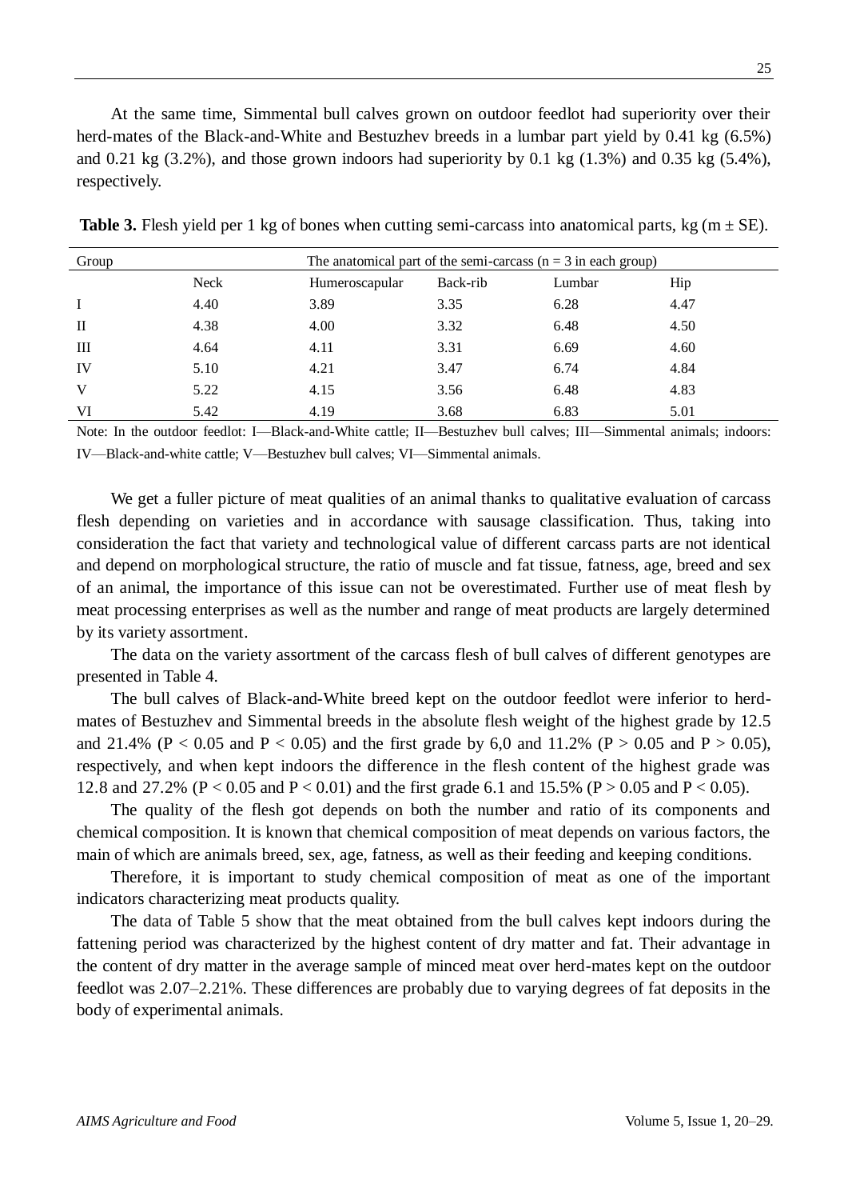At the same time, Simmental bull calves grown on outdoor feedlot had superiority over their herd-mates of the Black-and-White and Bestuzhev breeds in a lumbar part yield by 0.41 kg (6.5%) and 0.21 kg (3.2%), and those grown indoors had superiority by 0.1 kg (1.3%) and 0.35 kg (5.4%), respectively.

**Table 3.** Flesh yield per 1 kg of bones when cutting semi-carcass into anatomical parts, kg (m ± SE).

| Group | The anatomical part of the semi-carcass (n = 3 in each group) | | | | |
|---|---|---|---|---|---|
| | Neck | Humeroscapular | Back-rib | Lumbar | Hip |
| I | 4.40 | 3.89 | 3.35 | 6.28 | 4.47 |
| II | 4.38 | 4.00 | 3.32 | 6.48 | 4.50 |
| III | 4.64 | 4.11 | 3.31 | 6.69 | 4.60 |
| IV | 5.10 | 4.21 | 3.47 | 6.74 | 4.84 |
| V | 5.22 | 4.15 | 3.56 | 6.48 | 4.83 |
| VI | 5.42 | 4.19 | 3.68 | 6.83 | 5.01 |

Note: In the outdoor feedlot: I—Black-and-White cattle; II—Bestuzhev bull calves; III—Simmental animals; indoors: IV—Black-and-white cattle; V—Bestuzhev bull calves; VI—Simmental animals.

We get a fuller picture of meat qualities of an animal thanks to qualitative evaluation of carcass flesh depending on varieties and in accordance with sausage classification. Thus, taking into consideration the fact that variety and technological value of different carcass parts are not identical and depend on morphological structure, the ratio of muscle and fat tissue, fatness, age, breed and sex of an animal, the importance of this issue can not be overestimated. Further use of meat flesh by meat processing enterprises as well as the number and range of meat products are largely determined by its variety assortment.

The data on the variety assortment of the carcass flesh of bull calves of different genotypes are presented in Table 4.

The bull calves of Black-and-White breed kept on the outdoor feedlot were inferior to herd-mates of Bestuzhev and Simmental breeds in the absolute flesh weight of the highest grade by 12.5 and 21.4% ($P < 0.05$ and $P < 0.05$) and the first grade by 6,0 and 11.2% ($P > 0.05$ and $P > 0.05$), respectively, and when kept indoors the difference in the flesh content of the highest grade was 12.8 and 27.2% ($P < 0.05$ and $P < 0.01$) and the first grade 6.1 and 15.5% ($P > 0.05$ and $P < 0.05$).

The quality of the flesh got depends on both the number and ratio of its components and chemical composition. It is known that chemical composition of meat depends on various factors, the main of which are animals breed, sex, age, fatness, as well as their feeding and keeping conditions.

Therefore, it is important to study chemical composition of meat as one of the important indicators characterizing meat products quality.

The data of Table 5 show that the meat obtained from the bull calves kept indoors during the fattening period was characterized by the highest content of dry matter and fat. Their advantage in the content of dry matter in the average sample of minced meat over herd-mates kept on the outdoor feedlot was 2.07–2.21%. These differences are probably due to varying degrees of fat deposits in the body of experimental animals.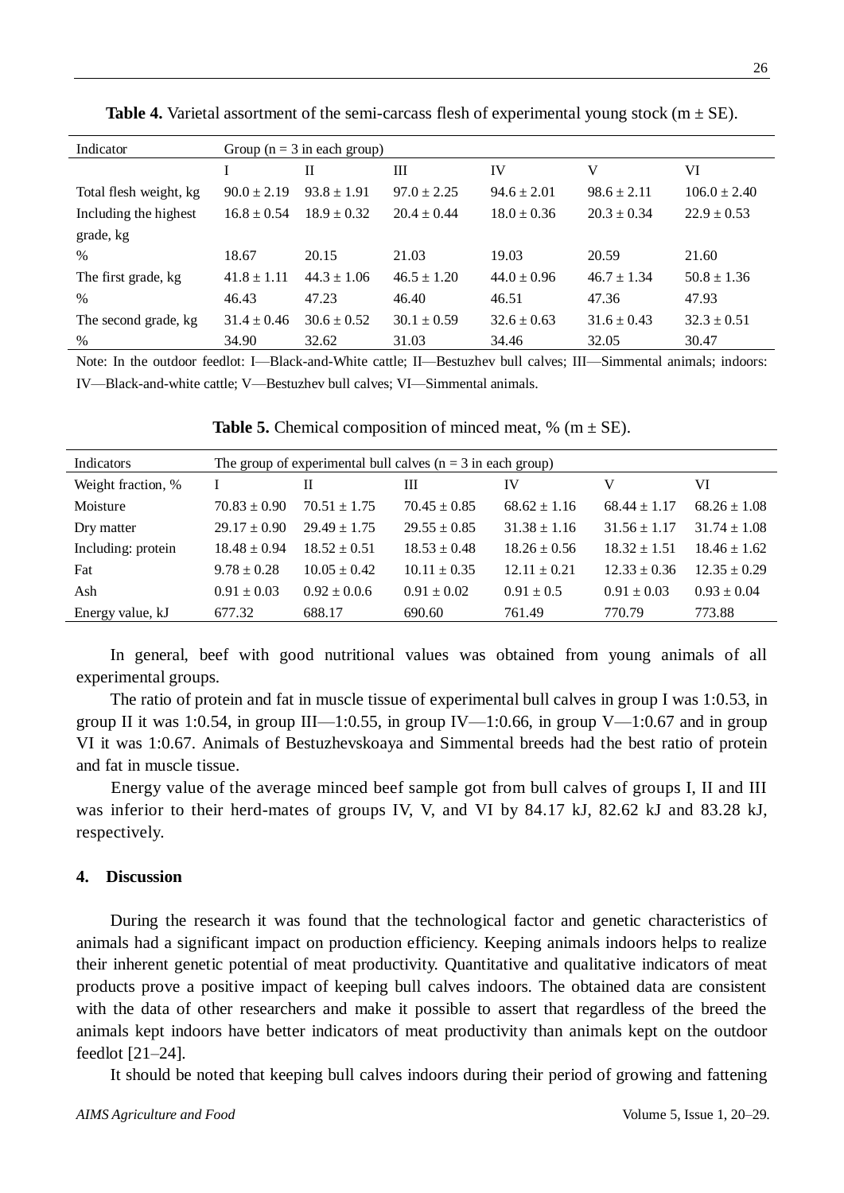**Table 4.** Varietal assortment of the semi-carcass flesh of experimental young stock (m ± SE).

| Indicator | Group (n = 3 in each group) | | | | | |
|---|---|---|---|---|---|---|
| | I | II | III | IV | V | VI |
| Total flesh weight, kg | 90.0 ± 2.19 | 93.8 ± 1.91 | 97.0 ± 2.25 | 94.6 ± 2.01 | 98.6 ± 2.11 | 106.0 ± 2.40 |
| Including the highest grade, kg | 16.8 ± 0.54 | 18.9 ± 0.32 | 20.4 ± 0.44 | 18.0 ± 0.36 | 20.3 ± 0.34 | 22.9 ± 0.53 |
| % | 18.67 | 20.15 | 21.03 | 19.03 | 20.59 | 21.60 |
| The first grade, kg | 41.8 ± 1.11 | 44.3 ± 1.06 | 46.5 ± 1.20 | 44.0 ± 0.96 | 46.7 ± 1.34 | 50.8 ± 1.36 |
| % | 46.43 | 47.23 | 46.40 | 46.51 | 47.36 | 47.93 |
| The second grade, kg | 31.4 ± 0.46 | 30.6 ± 0.52 | 30.1 ± 0.59 | 32.6 ± 0.63 | 31.6 ± 0.43 | 32.3 ± 0.51 |
| % | 34.90 | 32.62 | 31.03 | 34.46 | 32.05 | 30.47 |

Note: In the outdoor feedlot: I—Black-and-White cattle; II—Bestuzhev bull calves; III—Simmental animals; indoors: IV—Black-and-white cattle; V—Bestuzhev bull calves; VI—Simmental animals.

**Table 5.** Chemical composition of minced meat, % (m ± SE).

| Indicators | The group of experimental bull calves (n = 3 in each group) | | | | | |
|---|---|---|---|---|---|---|
| Weight fraction, % | I | II | III | IV | V | VI |
| Moisture | 70.83 ± 0.90 | 70.51 ± 1.75 | 70.45 ± 0.85 | 68.62 ± 1.16 | 68.44 ± 1.17 | 68.26 ± 1.08 |
| Dry matter | 29.17 ± 0.90 | 29.49 ± 1.75 | 29.55 ± 0.85 | 31.38 ± 1.16 | 31.56 ± 1.17 | 31.74 ± 1.08 |
| Including: protein | 18.48 ± 0.94 | 18.52 ± 0.51 | 18.53 ± 0.48 | 18.26 ± 0.56 | 18.32 ± 1.51 | 18.46 ± 1.62 |
| Fat | 9.78 ± 0.28 | 10.05 ± 0.42 | 10.11 ± 0.35 | 12.11 ± 0.21 | 12.33 ± 0.36 | 12.35 ± 0.29 |
| Ash | 0.91 ± 0.03 | 0.92 ± 0.0.6 | 0.91 ± 0.02 | 0.91 ± 0.5 | 0.91 ± 0.03 | 0.93 ± 0.04 |
| Energy value, kJ | 677.32 | 688.17 | 690.60 | 761.49 | 770.79 | 773.88 |

In general, beef with good nutritional values was obtained from young animals of all experimental groups.

The ratio of protein and fat in muscle tissue of experimental bull calves in group I was 1:0.53, in group II it was 1:0.54, in group III—1:0.55, in group IV—1:0.66, in group V—1:0.67 and in group VI it was 1:0.67. Animals of Bestuzhevskoaya and Simmental breeds had the best ratio of protein and fat in muscle tissue.

Energy value of the average minced beef sample got from bull calves of groups I, II and III was inferior to their herd-mates of groups IV, V, and VI by 84.17 kJ, 82.62 kJ and 83.28 kJ, respectively.

## 4. Discussion

During the research it was found that the technological factor and genetic characteristics of animals had a significant impact on production efficiency. Keeping animals indoors helps to realize their inherent genetic potential of meat productivity. Quantitative and qualitative indicators of meat products prove a positive impact of keeping bull calves indoors. The obtained data are consistent with the data of other researchers and make it possible to assert that regardless of the breed the animals kept indoors have better indicators of meat productivity than animals kept on the outdoor feedlot [21–24].

It should be noted that keeping bull calves indoors during their period of growing and fattening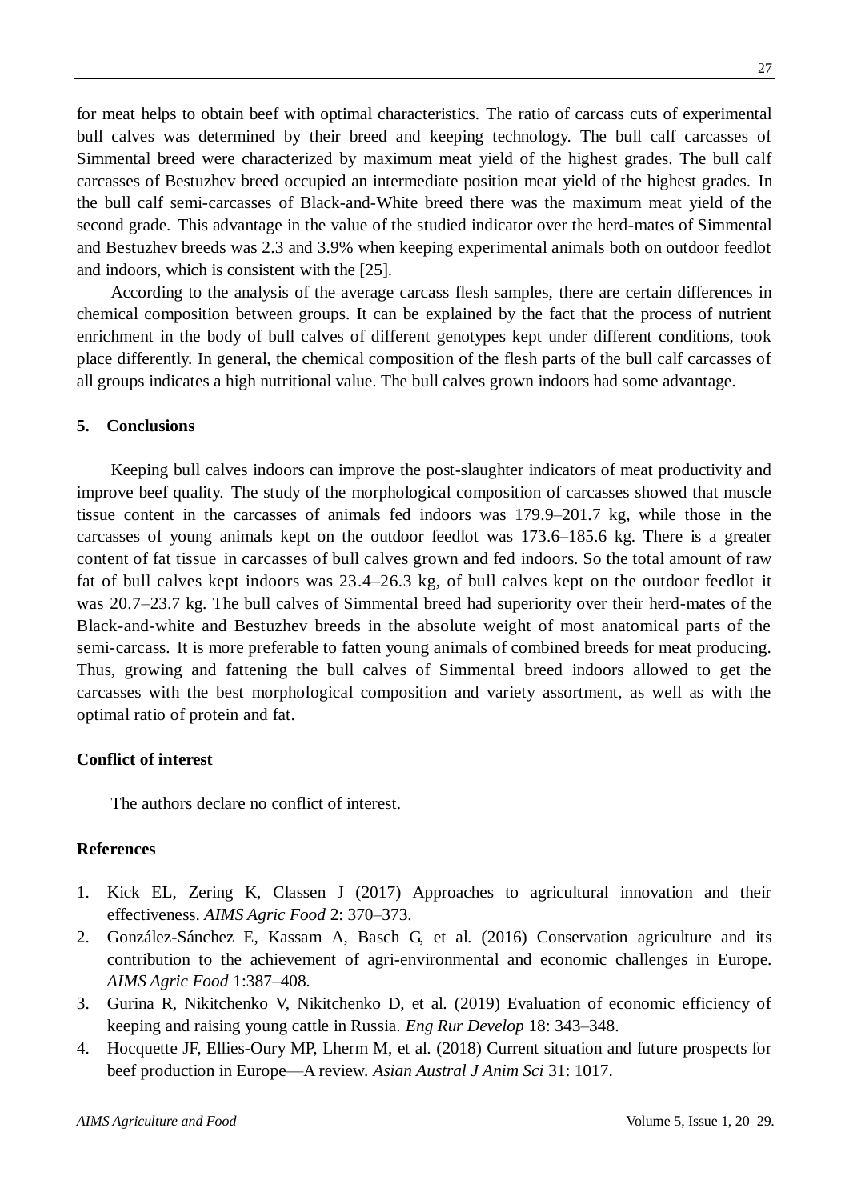for meat helps to obtain beef with optimal characteristics. The ratio of carcass cuts of experimental bull calves was determined by their breed and keeping technology. The bull calf carcasses of Simmental breed were characterized by maximum meat yield of the highest grades. The bull calf carcasses of Bestuzhev breed occupied an intermediate position meat yield of the highest grades. In the bull calf semi-carcasses of Black-and-White breed there was the maximum meat yield of the second grade. This advantage in the value of the studied indicator over the herd-mates of Simmental and Bestuzhev breeds was 2.3 and 3.9% when keeping experimental animals both on outdoor feedlot and indoors, which is consistent with the [25].

According to the analysis of the average carcass flesh samples, there are certain differences in chemical composition between groups. It can be explained by the fact that the process of nutrient enrichment in the body of bull calves of different genotypes kept under different conditions, took place differently. In general, the chemical composition of the flesh parts of the bull calf carcasses of all groups indicates a high nutritional value. The bull calves grown indoors had some advantage.

## 5. Conclusions

Keeping bull calves indoors can improve the post-slaughter indicators of meat productivity and improve beef quality. The study of the morphological composition of carcasses showed that muscle tissue content in the carcasses of animals fed indoors was 179.9–201.7 kg, while those in the carcasses of young animals kept on the outdoor feedlot was 173.6–185.6 kg. There is a greater content of fat tissue in carcasses of bull calves grown and fed indoors. So the total amount of raw fat of bull calves kept indoors was 23.4–26.3 kg, of bull calves kept on the outdoor feedlot it was 20.7–23.7 kg. The bull calves of Simmental breed had superiority over their herd-mates of the Black-and-white and Bestuzhev breeds in the absolute weight of most anatomical parts of the semi-carcass. It is more preferable to fatten young animals of combined breeds for meat producing. Thus, growing and fattening the bull calves of Simmental breed indoors allowed to get the carcasses with the best morphological composition and variety assortment, as well as with the optimal ratio of protein and fat.

## Conflict of interest

The authors declare no conflict of interest.

## References

1. Kick EL, Zering K, Classen J (2017) Approaches to agricultural innovation and their effectiveness. *AIMS Agric Food* 2: 370–373.
2. González-Sánchez E, Kassam A, Basch G, et al. (2016) Conservation agriculture and its contribution to the achievement of agri-environmental and economic challenges in Europe. *AIMS Agric Food* 1:387–408.
3. Gurina R, Nikitchenko V, Nikitchenko D, et al. (2019) Evaluation of economic efficiency of keeping and raising young cattle in Russia. *Eng Rur Develop* 18: 343–348.
4. Hocquette JF, Ellies-Oury MP, Lherm M, et al. (2018) Current situation and future prospects for beef production in Europe—A review. *Asian Austral J Anim Sci* 31: 1017.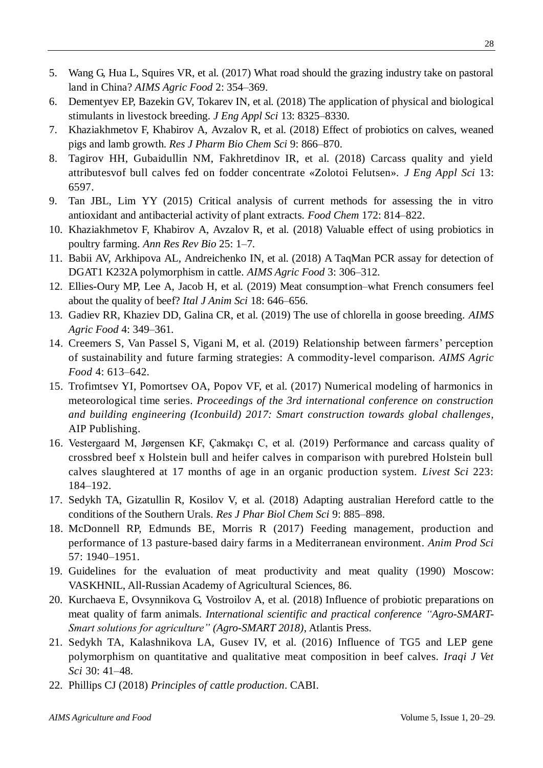5. Wang G, Hua L, Squires VR, et al. (2017) What road should the grazing industry take on pastoral land in China? *AIMS Agric Food* 2: 354–369.
6. Dementyev EP, Bazekin GV, Tokarev IN, et al. (2018) The application of physical and biological stimulants in livestock breeding. *J Eng Appl Sci* 13: 8325–8330.
7. Khaziakhmetov F, Khabirov A, Avzalov R, et al. (2018) Effect of probiotics on calves, weaned pigs and lamb growth. *Res J Pharm Bio Chem Sci* 9: 866–870.
8. Tagirov HH, Gubaidullin NM, Fakhretdinov IR, et al. (2018) Carcass quality and yield attributesvof bull calves fed on fodder concentrate «Zolotoi Felutsen». *J Eng Appl Sci* 13: 6597.
9. Tan JBL, Lim YY (2015) Critical analysis of current methods for assessing the in vitro antioxidant and antibacterial activity of plant extracts. *Food Chem* 172: 814–822.
10. Khaziakhmetov F, Khabirov A, Avzalov R, et al. (2018) Valuable effect of using probiotics in poultry farming. *Ann Res Rev Bio* 25: 1–7.
11. Babii AV, Arkhipova AL, Andreichenko IN, et al. (2018) A TaqMan PCR assay for detection of DGAT1 K232A polymorphism in cattle. *AIMS Agric Food* 3: 306–312.
12. Ellies-Oury MP, Lee A, Jacob H, et al. (2019) Meat consumption–what French consumers feel about the quality of beef? *Ital J Anim Sci* 18: 646–656.
13. Gadiev RR, Khaziev DD, Galina CR, et al. (2019) The use of chlorella in goose breeding. *AIMS Agric Food* 4: 349–361.
14. Creemers S, Van Passel S, Vigani M, et al. (2019) Relationship between farmers' perception of sustainability and future farming strategies: A commodity-level comparison. *AIMS Agric Food* 4: 613–642.
15. Trofimtsev YI, Pomortsev OA, Popov VF, et al. (2017) Numerical modeling of harmonics in meteorological time series. *Proceedings of the 3rd international conference on construction and building engineering (Iconbuild) 2017: Smart construction towards global challenges*, AIP Publishing.
16. Vestergaard M, Jørgensen KF, Çakmakçı C, et al. (2019) Performance and carcass quality of crossbred beef x Holstein bull and heifer calves in comparison with purebred Holstein bull calves slaughtered at 17 months of age in an organic production system. *Livest Sci* 223: 184–192.
17. Sedykh TA, Gizatullin R, Kosilov V, et al. (2018) Adapting australian Hereford cattle to the conditions of the Southern Urals. *Res J Phar Biol Chem Sci* 9: 885–898.
18. McDonnell RP, Edmunds BE, Morris R (2017) Feeding management, production and performance of 13 pasture-based dairy farms in a Mediterranean environment. *Anim Prod Sci* 57: 1940–1951.
19. Guidelines for the evaluation of meat productivity and meat quality (1990) Moscow: VASKHNIL, All-Russian Academy of Agricultural Sciences, 86.
20. Kurchaeva E, Ovsynnikova G, Vostroilov A, et al. (2018) Influence of probiotic preparations on meat quality of farm animals. *International scientific and practical conference "Agro-SMART-Smart solutions for agriculture" (Agro-SMART 2018)*, Atlantis Press.
21. Sedykh TA, Kalashnikova LA, Gusev IV, et al. (2016) Influence of TG5 and LEP gene polymorphism on quantitative and qualitative meat composition in beef calves. *Iraqi J Vet Sci* 30: 41–48.
22. Phillips CJ (2018) *Principles of cattle production*. CABI.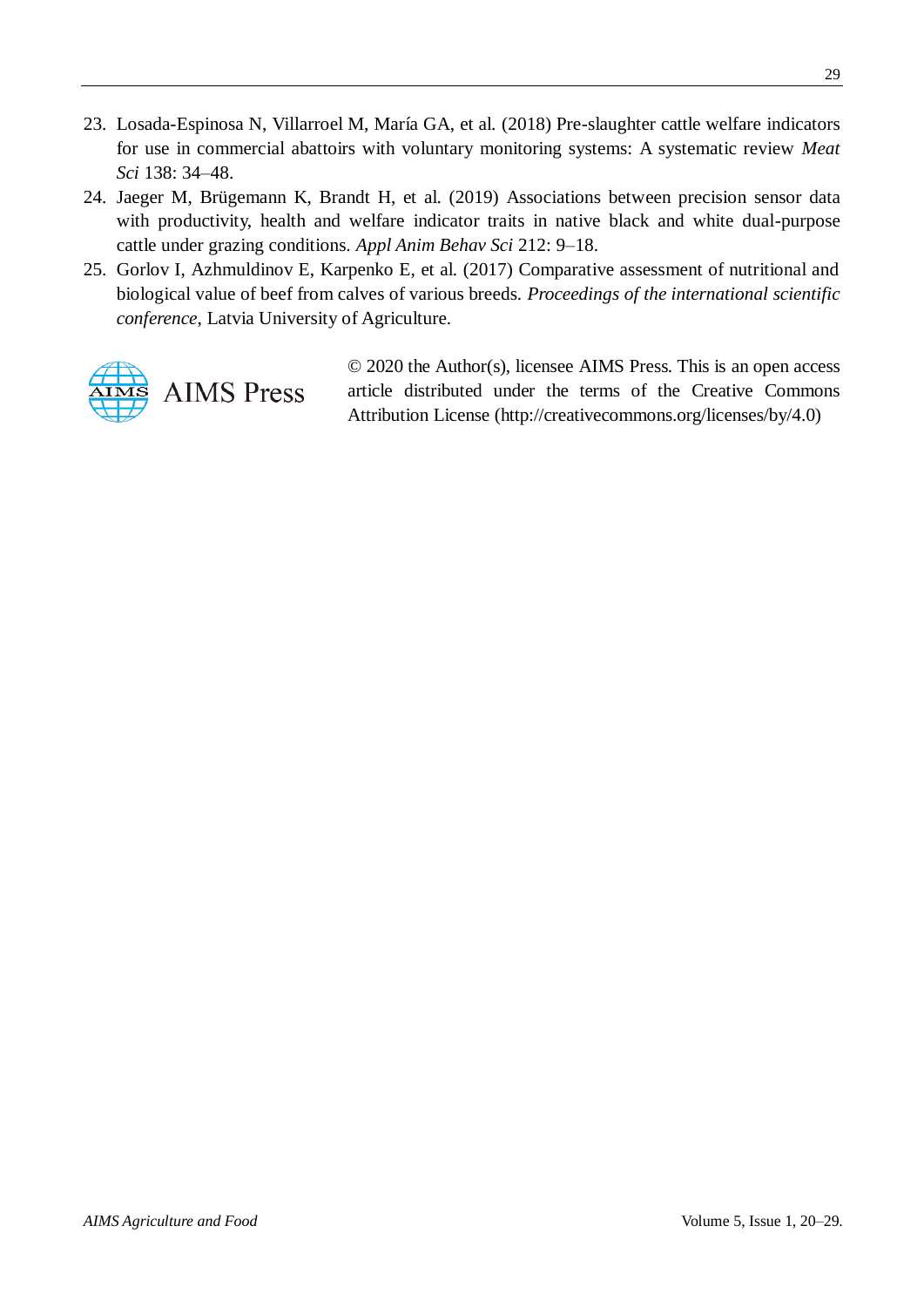23. Losada-Espinosa N, Villarroel M, María GA, et al. (2018) Pre-slaughter cattle welfare indicators for use in commercial abattoirs with voluntary monitoring systems: A systematic review *Meat Sci* 138: 34–48.
24. Jaeger M, Brügemann K, Brandt H, et al. (2019) Associations between precision sensor data with productivity, health and welfare indicator traits in native black and white dual-purpose cattle under grazing conditions. *Appl Anim Behav Sci* 212: 9–18.
25. Gorlov I, Azhmuldinov E, Karpenko E, et al. (2017) Comparative assessment of nutritional and biological value of beef from calves of various breeds. *Proceedings of the international scientific conference*, Latvia University of Agriculture.

AIMS Press

© 2020 the Author(s), licensee AIMS Press. This is an open access article distributed under the terms of the Creative Commons Attribution License (http://creativecommons.org/licenses/by/4.0)